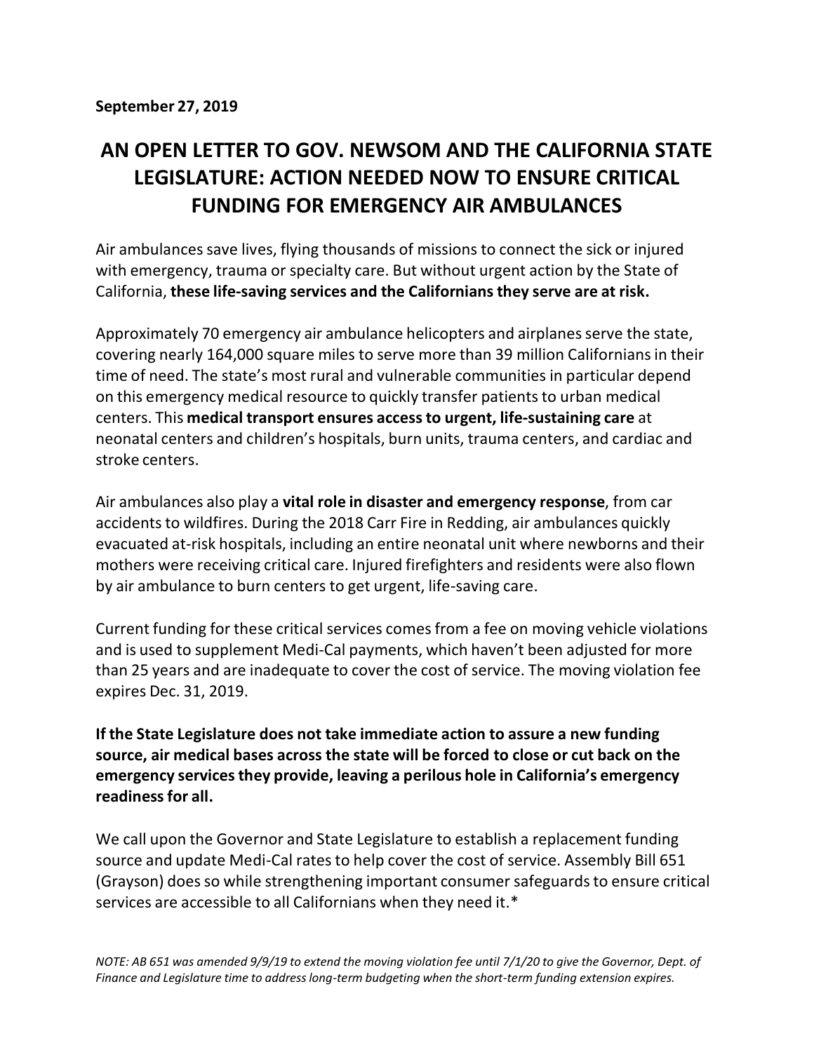**September 27, 2019**

# AN OPEN LETTER TO GOV. NEWSOM AND THE CALIFORNIA STATE LEGISLATURE: ACTION NEEDED NOW TO ENSURE CRITICAL FUNDING FOR EMERGENCY AIR AMBULANCES

Air ambulances save lives, flying thousands of missions to connect the sick or injured with emergency, trauma or specialty care. But without urgent action by the State of California, **these life-saving services and the Californians they serve are at risk.**

Approximately 70 emergency air ambulance helicopters and airplanes serve the state, covering nearly 164,000 square miles to serve more than 39 million Californians in their time of need. The state's most rural and vulnerable communities in particular depend on this emergency medical resource to quickly transfer patients to urban medical centers. This **medical transport ensures access to urgent, life-sustaining care** at neonatal centers and children's hospitals, burn units, trauma centers, and cardiac and stroke centers.

Air ambulances also play a **vital role in disaster and emergency response**, from car accidents to wildfires. During the 2018 Carr Fire in Redding, air ambulances quickly evacuated at-risk hospitals, including an entire neonatal unit where newborns and their mothers were receiving critical care. Injured firefighters and residents were also flown by air ambulance to burn centers to get urgent, life-saving care.

Current funding for these critical services comes from a fee on moving vehicle violations and is used to supplement Medi-Cal payments, which haven't been adjusted for more than 25 years and are inadequate to cover the cost of service. The moving violation fee expires Dec. 31, 2019.

**If the State Legislature does not take immediate action to assure a new funding source, air medical bases across the state will be forced to close or cut back on the emergency services they provide, leaving a perilous hole in California's emergency readiness for all.**

We call upon the Governor and State Legislature to establish a replacement funding source and update Medi-Cal rates to help cover the cost of service. Assembly Bill 651 (Grayson) does so while strengthening important consumer safeguards to ensure critical services are accessible to all Californians when they need it.*

*NOTE: AB 651 was amended 9/9/19 to extend the moving violation fee until 7/1/20 to give the Governor, Dept. of Finance and Legislature time to address long-term budgeting when the short-term funding extension expires.*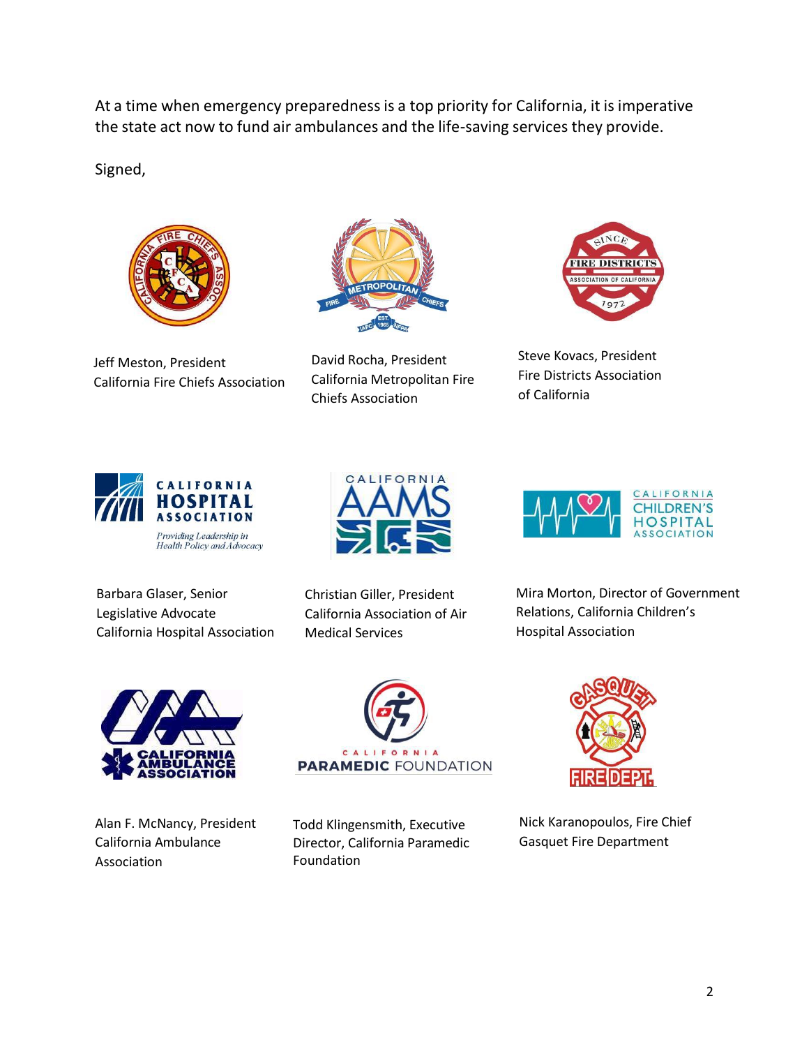At a time when emergency preparedness is a top priority for California, it is imperative the state act now to fund air ambulances and the life-saving services they provide.

Signed,

Jeff Meston, President
California Fire Chiefs Association

David Rocha, President
California Metropolitan Fire Chiefs Association

Steve Kovacs, President
Fire Districts Association of California

Barbara Glaser, Senior Legislative Advocate
California Hospital Association

Christian Giller, President
California Association of Air Medical Services

Mira Morton, Director of Government Relations, California Children's Hospital Association

Alan F. McNancy, President
California Ambulance Association

Todd Klingensmith, Executive Director, California Paramedic Foundation

Nick Karanopoulos, Fire Chief
Gasquet Fire Department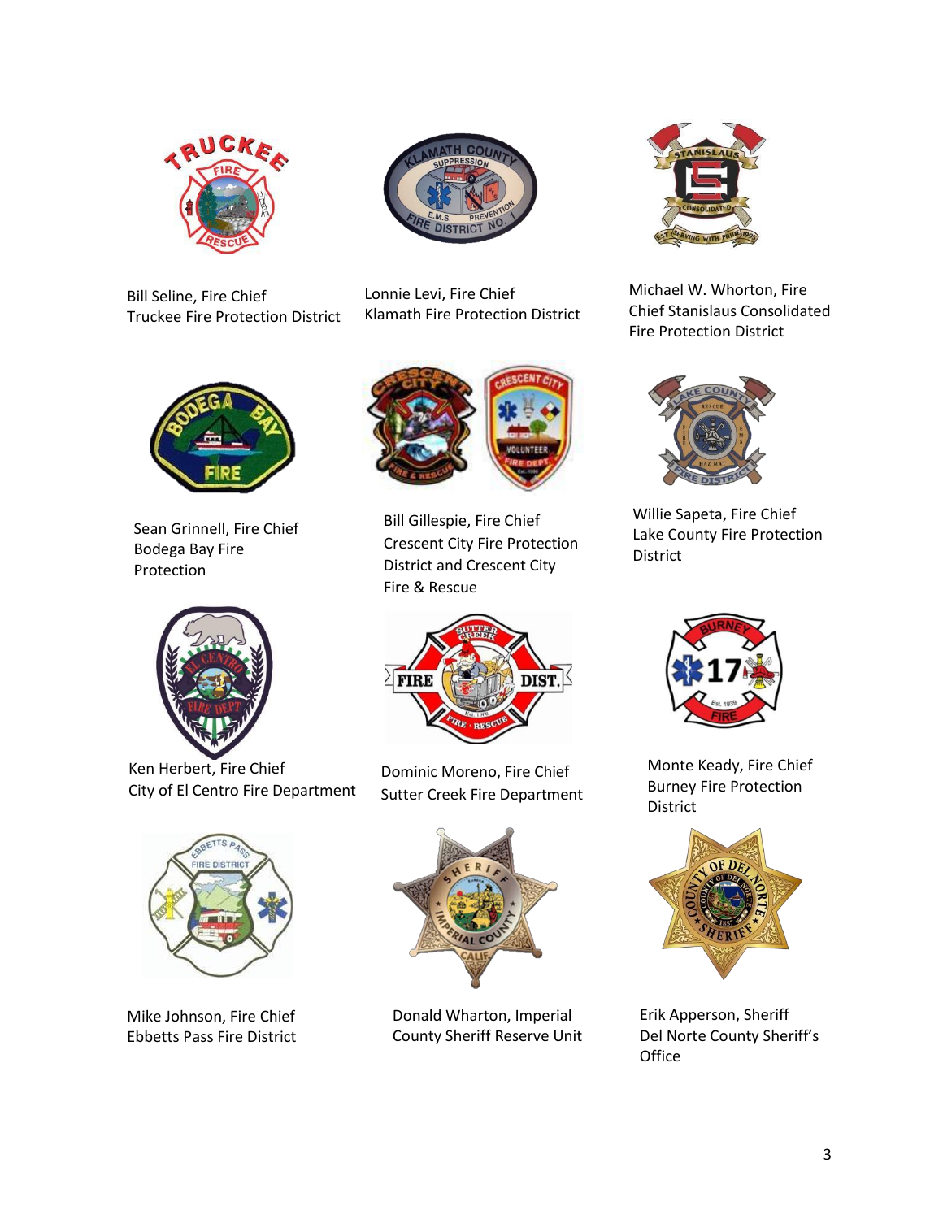Bill Seline, Fire Chief
Truckee Fire Protection District

Lonnie Levi, Fire Chief
Klamath Fire Protection District

Michael W. Whorton, Fire Chief Stanislaus Consolidated Fire Protection District

Sean Grinnell, Fire Chief
Bodega Bay Fire Protection

Bill Gillespie, Fire Chief
Crescent City Fire Protection District and Crescent City Fire & Rescue

Willie Sapeta, Fire Chief
Lake County Fire Protection District

Ken Herbert, Fire Chief
City of El Centro Fire Department

Dominic Moreno, Fire Chief
Sutter Creek Fire Department

Monte Keady, Fire Chief
Burney Fire Protection District

Mike Johnson, Fire Chief
Ebbetts Pass Fire District

Donald Wharton, Imperial County Sheriff Reserve Unit

Erik Apperson, Sheriff
Del Norte County Sheriff's Office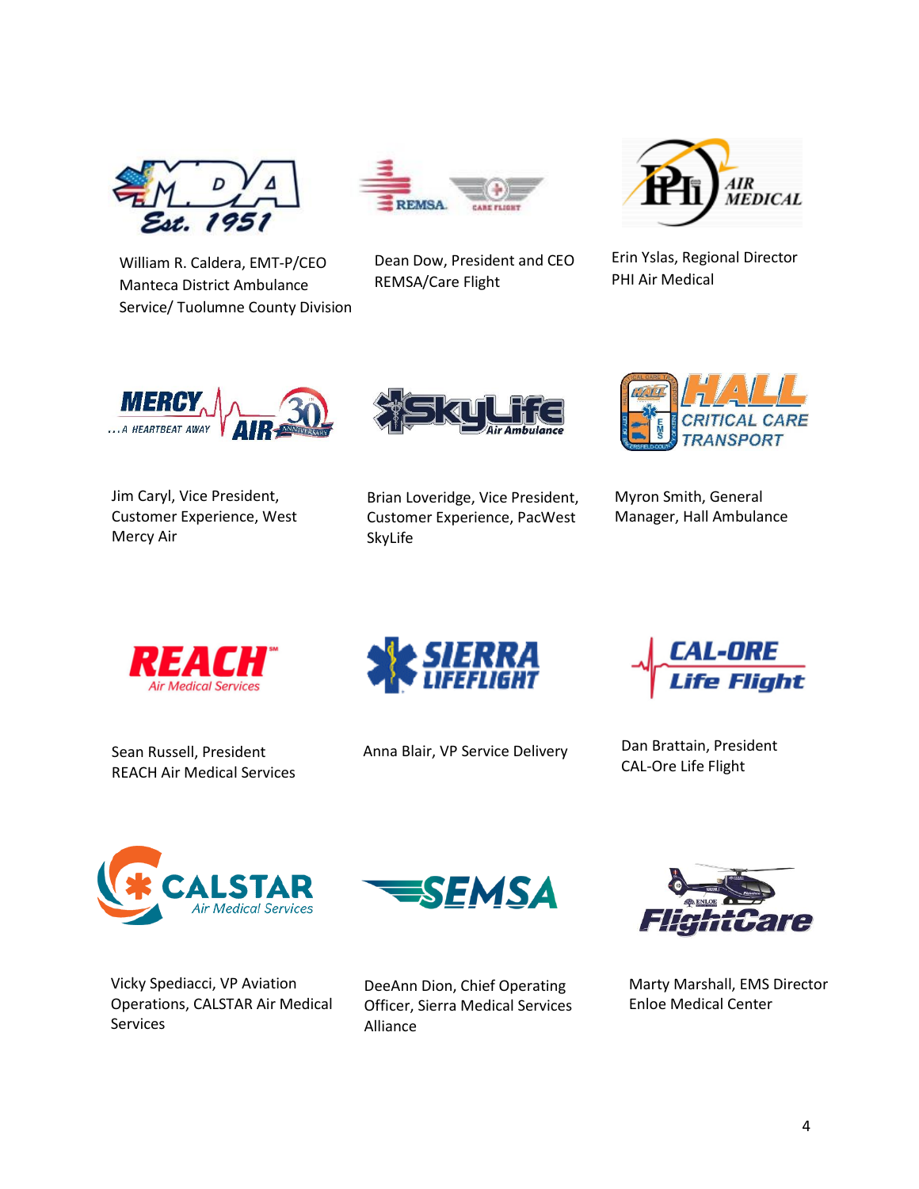William R. Caldera, EMT-P/CEO
Manteca District Ambulance Service/ Tuolumne County Division

Dean Dow, President and CEO
REMSA/Care Flight

Erin Yslas, Regional Director
PHI Air Medical

Jim Caryl, Vice President, Customer Experience, West
Mercy Air

Brian Loveridge, Vice President, Customer Experience, PacWest
SkyLife

Myron Smith, General Manager, Hall Ambulance

Sean Russell, President
REACH Air Medical Services

Anna Blair, VP Service Delivery

Dan Brattain, President
CAL-Ore Life Flight

Vicky Spediacci, VP Aviation Operations, CALSTAR Air Medical Services

DeeAnn Dion, Chief Operating Officer, Sierra Medical Services Alliance

Marty Marshall, EMS Director
Enloe Medical Center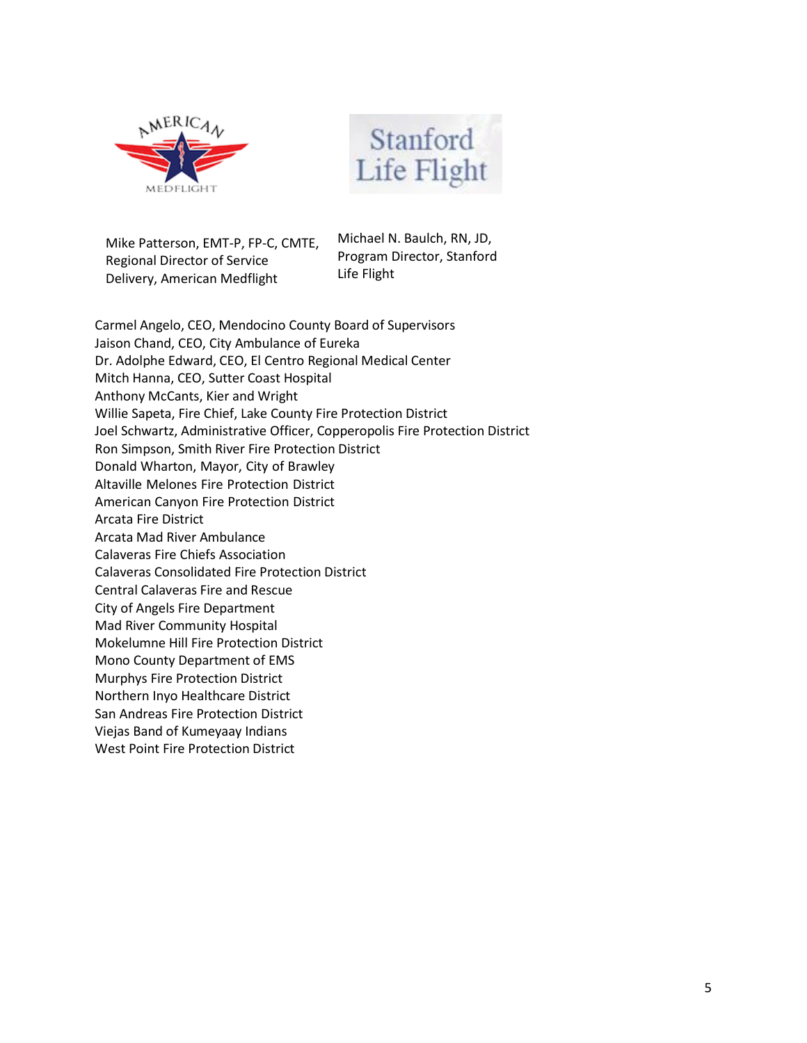Mike Patterson, EMT-P, FP-C, CMTE, Regional Director of Service Delivery, American Medflight

Michael N. Baulch, RN, JD, Program Director, Stanford Life Flight

Carmel Angelo, CEO, Mendocino County Board of Supervisors
Jaison Chand, CEO, City Ambulance of Eureka
Dr. Adolphe Edward, CEO, El Centro Regional Medical Center
Mitch Hanna, CEO, Sutter Coast Hospital
Anthony McCants, Kier and Wright
Willie Sapeta, Fire Chief, Lake County Fire Protection District
Joel Schwartz, Administrative Officer, Copperopolis Fire Protection District
Ron Simpson, Smith River Fire Protection District
Donald Wharton, Mayor, City of Brawley
Altaville Melones Fire Protection District
American Canyon Fire Protection District
Arcata Fire District
Arcata Mad River Ambulance
Calaveras Fire Chiefs Association
Calaveras Consolidated Fire Protection District
Central Calaveras Fire and Rescue
City of Angels Fire Department
Mad River Community Hospital
Mokelumne Hill Fire Protection District
Mono County Department of EMS
Murphys Fire Protection District
Northern Inyo Healthcare District
San Andreas Fire Protection District
Viejas Band of Kumeyaay Indians
West Point Fire Protection District